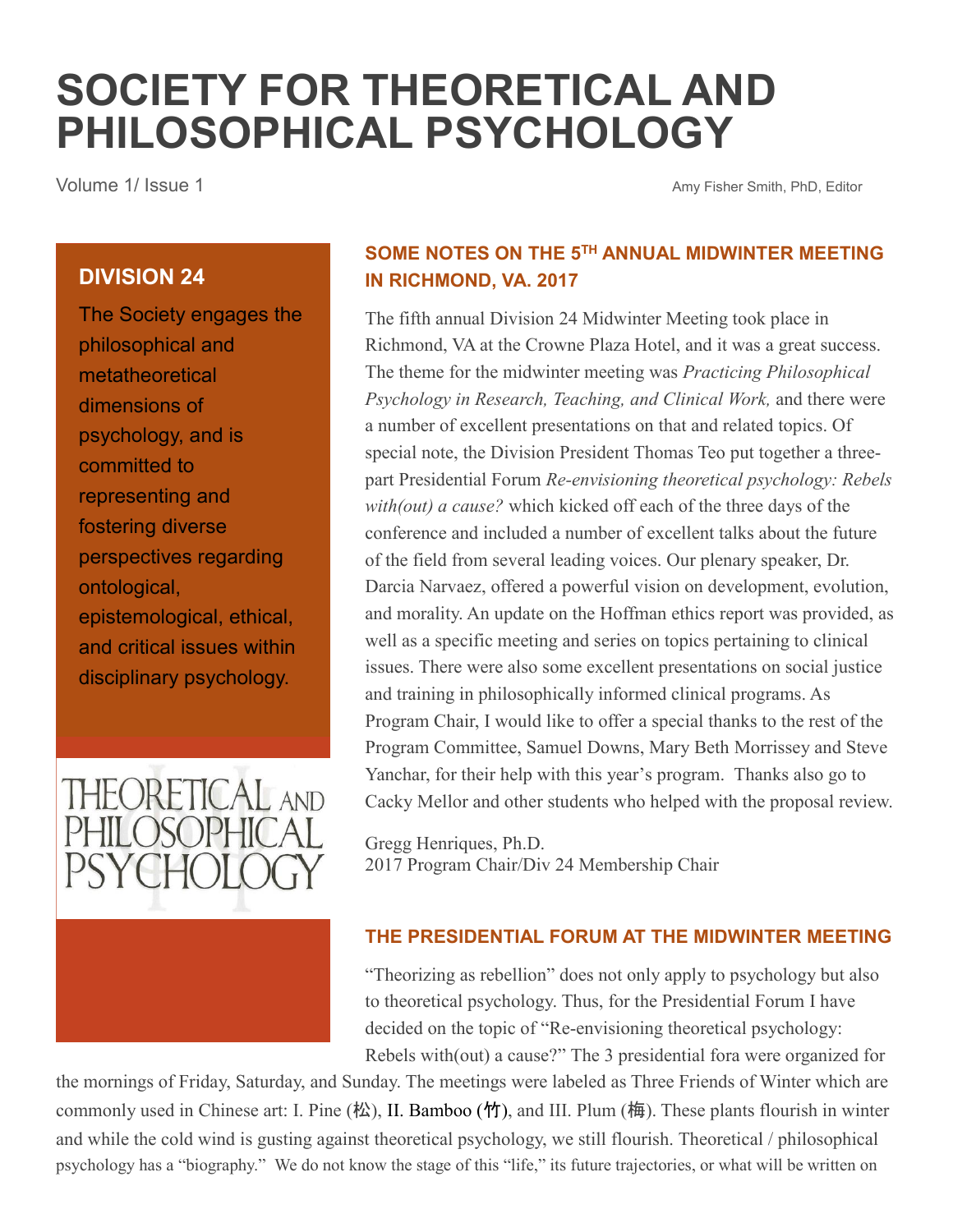# SOCIETY FOR THEORETICAL AND PHILOSOPHICAL PSYCHOLOGY

Volume 1/ Issue 1

Amy Fisher Smith, PhD, Editor

## DIVISION 24

The Society engages the philosophical and metatheoretical dimensions of psychology, and is committed to representing and fostering diverse perspectives regarding ontological, epistemological, ethical, and critical issues within disciplinary psychology.

THEORETICAL AND PHILOSOPHICAL PSYCHOLOGY

### SOME NOTES ON THE 5TH ANNUAL MIDWINTER MEETING IN RICHMOND, VA. 2017

The fifth annual Division 24 Midwinter Meeting took place in Richmond, VA at the Crowne Plaza Hotel, and it was a great success. The theme for the midwinter meeting was *Practicing Philosophical Psychology in Research, Teaching, and Clinical Work,* and there were a number of excellent presentations on that and related topics. Of special note, the Division President Thomas Teo put together a three-part Presidential Forum *Re-envisioning theoretical psychology: Rebels with(out) a cause?* which kicked off each of the three days of the conference and included a number of excellent talks about the future of the field from several leading voices. Our plenary speaker, Dr. Darcia Narvaez, offered a powerful vision on development, evolution, and morality. An update on the Hoffman ethics report was provided, as well as a specific meeting and series on topics pertaining to clinical issues. There were also some excellent presentations on social justice and training in philosophically informed clinical programs. As Program Chair, I would like to offer a special thanks to the rest of the Program Committee, Samuel Downs, Mary Beth Morrissey and Steve Yanchar, for their help with this year's program. Thanks also go to Cacky Mellor and other students who helped with the proposal review.

Gregg Henriques, Ph.D.
2017 Program Chair/Div 24 Membership Chair

### THE PRESIDENTIAL FORUM AT THE MIDWINTER MEETING

"Theorizing as rebellion" does not only apply to psychology but also to theoretical psychology. Thus, for the Presidential Forum I have decided on the topic of "Re-envisioning theoretical psychology: Rebels with(out) a cause?" The 3 presidential fora were organized for the mornings of Friday, Saturday, and Sunday. The meetings were labeled as Three Friends of Winter which are commonly used in Chinese art: I. Pine (松), II. Bamboo (竹), and III. Plum (梅). These plants flourish in winter and while the cold wind is gusting against theoretical psychology, we still flourish. Theoretical / philosophical psychology has a "biography." We do not know the stage of this "life," its future trajectories, or what will be written on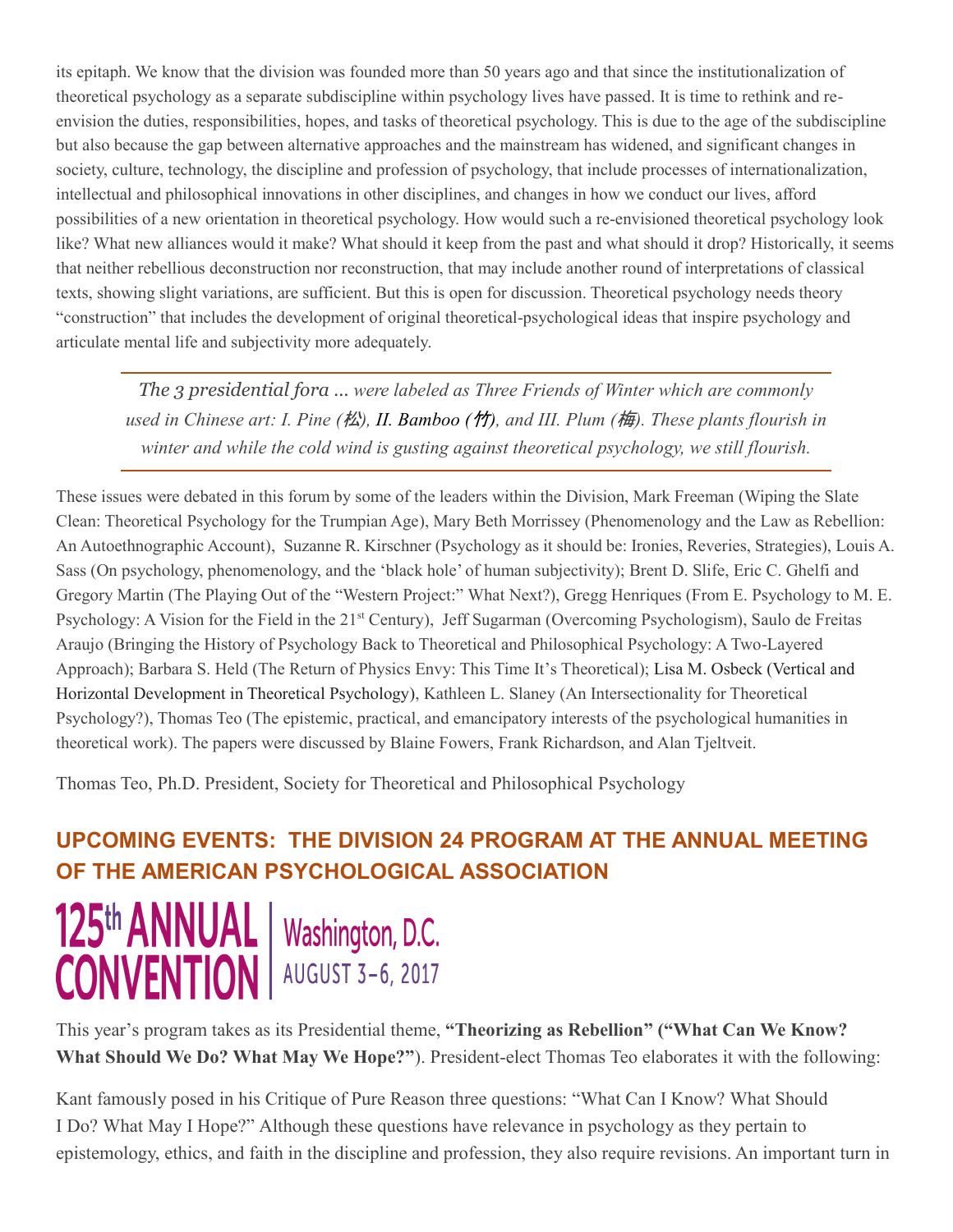its epitaph. We know that the division was founded more than 50 years ago and that since the institutionalization of theoretical psychology as a separate subdiscipline within psychology lives have passed. It is time to rethink and re-envision the duties, responsibilities, hopes, and tasks of theoretical psychology. This is due to the age of the subdiscipline but also because the gap between alternative approaches and the mainstream has widened, and significant changes in society, culture, technology, the discipline and profession of psychology, that include processes of internationalization, intellectual and philosophical innovations in other disciplines, and changes in how we conduct our lives, afford possibilities of a new orientation in theoretical psychology. How would such a re-envisioned theoretical psychology look like? What new alliances would it make? What should it keep from the past and what should it drop? Historically, it seems that neither rebellious deconstruction nor reconstruction, that may include another round of interpretations of classical texts, showing slight variations, are sufficient. But this is open for discussion. Theoretical psychology needs theory "construction" that includes the development of original theoretical-psychological ideas that inspire psychology and articulate mental life and subjectivity more adequately.

> *The 3 presidential fora ... were labeled as Three Friends of Winter which are commonly used in Chinese art: I. Pine (松), II. Bamboo (竹), and III. Plum (梅). These plants flourish in winter and while the cold wind is gusting against theoretical psychology, we still flourish.*

These issues were debated in this forum by some of the leaders within the Division, Mark Freeman (Wiping the Slate Clean: Theoretical Psychology for the Trumpian Age), Mary Beth Morrissey (Phenomenology and the Law as Rebellion: An Autoethnographic Account), Suzanne R. Kirschner (Psychology as it should be: Ironies, Reveries, Strategies), Louis A. Sass (On psychology, phenomenology, and the 'black hole' of human subjectivity); Brent D. Slife, Eric C. Ghelfi and Gregory Martin (The Playing Out of the "Western Project:" What Next?), Gregg Henriques (From E. Psychology to M. E. Psychology: A Vision for the Field in the 21st Century), Jeff Sugarman (Overcoming Psychologism), Saulo de Freitas Araujo (Bringing the History of Psychology Back to Theoretical and Philosophical Psychology: A Two-Layered Approach); Barbara S. Held (The Return of Physics Envy: This Time It's Theoretical); Lisa M. Osbeck (Vertical and Horizontal Development in Theoretical Psychology), Kathleen L. Slaney (An Intersectionality for Theoretical Psychology?), Thomas Teo (The epistemic, practical, and emancipatory interests of the psychological humanities in theoretical work). The papers were discussed by Blaine Fowers, Frank Richardson, and Alan Tjeltveit.

Thomas Teo, Ph.D. President, Society for Theoretical and Philosophical Psychology

## UPCOMING EVENTS: THE DIVISION 24 PROGRAM AT THE ANNUAL MEETING OF THE AMERICAN PSYCHOLOGICAL ASSOCIATION

**125th ANNUAL CONVENTION** | Washington, D.C. AUGUST 3–6, 2017

This year's program takes as its Presidential theme, **"Theorizing as Rebellion" ("What Can We Know? What Should We Do? What May We Hope?"**). President-elect Thomas Teo elaborates it with the following:

Kant famously posed in his Critique of Pure Reason three questions: "What Can I Know? What Should I Do? What May I Hope?" Although these questions have relevance in psychology as they pertain to epistemology, ethics, and faith in the discipline and profession, they also require revisions. An important turn in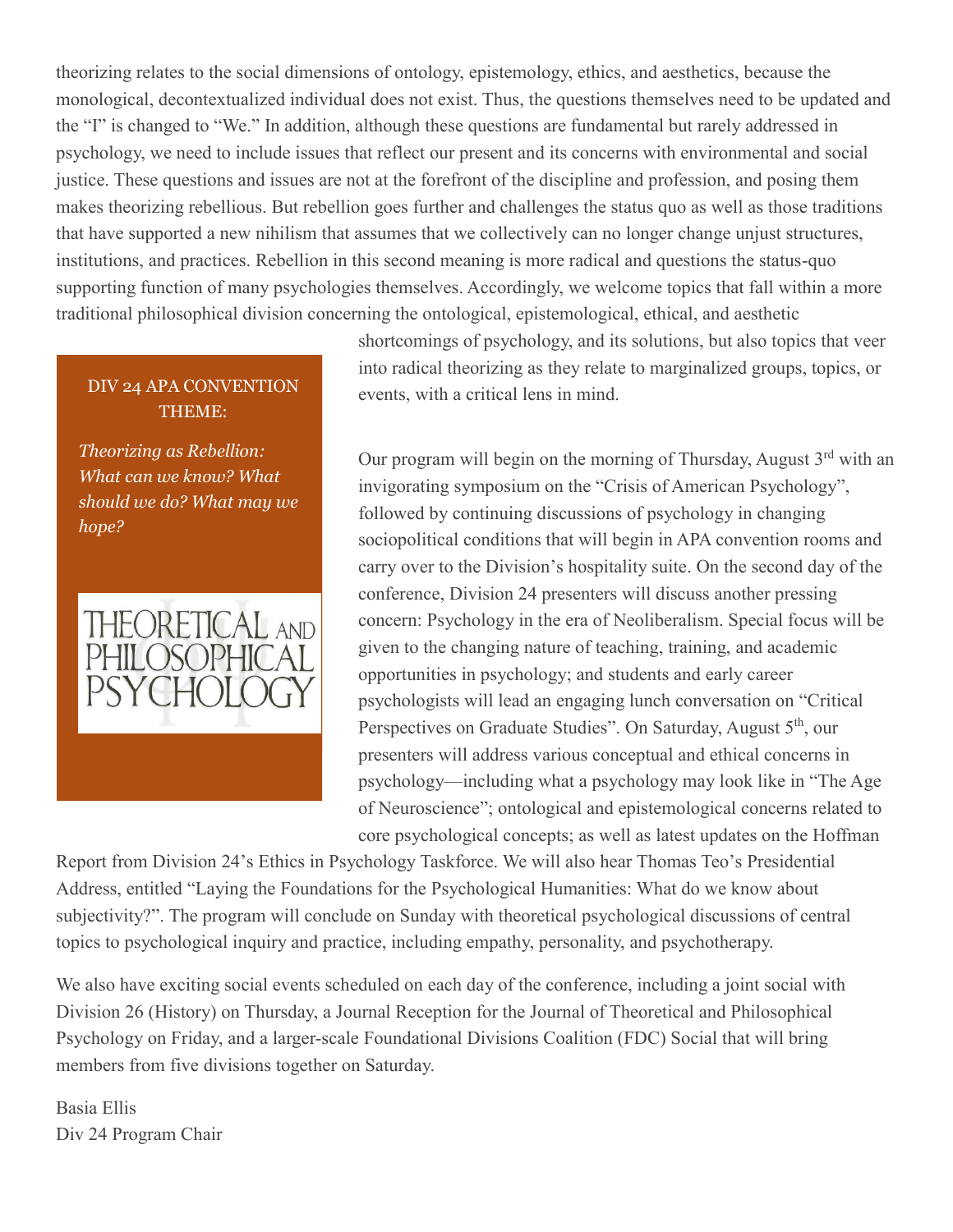theorizing relates to the social dimensions of ontology, epistemology, ethics, and aesthetics, because the monological, decontextualized individual does not exist. Thus, the questions themselves need to be updated and the "I" is changed to "We." In addition, although these questions are fundamental but rarely addressed in psychology, we need to include issues that reflect our present and its concerns with environmental and social justice. These questions and issues are not at the forefront of the discipline and profession, and posing them makes theorizing rebellious. But rebellion goes further and challenges the status quo as well as those traditions that have supported a new nihilism that assumes that we collectively can no longer change unjust structures, institutions, and practices. Rebellion in this second meaning is more radical and questions the status-quo supporting function of many psychologies themselves. Accordingly, we welcome topics that fall within a more traditional philosophical division concerning the ontological, epistemological, ethical, and aesthetic shortcomings of psychology, and its solutions, but also topics that veer into radical theorizing as they relate to marginalized groups, topics, or events, with a critical lens in mind.

DIV 24 APA CONVENTION THEME:

*Theorizing as Rebellion: What can we know? What should we do? What may we hope?*

THEORETICAL AND PHILOSOPHICAL PSYCHOLOGY

Our program will begin on the morning of Thursday, August 3rd with an invigorating symposium on the "Crisis of American Psychology", followed by continuing discussions of psychology in changing sociopolitical conditions that will begin in APA convention rooms and carry over to the Division's hospitality suite. On the second day of the conference, Division 24 presenters will discuss another pressing concern: Psychology in the era of Neoliberalism. Special focus will be given to the changing nature of teaching, training, and academic opportunities in psychology; and students and early career psychologists will lead an engaging lunch conversation on "Critical Perspectives on Graduate Studies". On Saturday, August 5th, our presenters will address various conceptual and ethical concerns in psychology—including what a psychology may look like in "The Age of Neuroscience"; ontological and epistemological concerns related to core psychological concepts; as well as latest updates on the Hoffman Report from Division 24's Ethics in Psychology Taskforce. We will also hear Thomas Teo's Presidential Address, entitled "Laying the Foundations for the Psychological Humanities: What do we know about subjectivity?". The program will conclude on Sunday with theoretical psychological discussions of central topics to psychological inquiry and practice, including empathy, personality, and psychotherapy.

We also have exciting social events scheduled on each day of the conference, including a joint social with Division 26 (History) on Thursday, a Journal Reception for the Journal of Theoretical and Philosophical Psychology on Friday, and a larger-scale Foundational Divisions Coalition (FDC) Social that will bring members from five divisions together on Saturday.

Basia Ellis  
Div 24 Program Chair